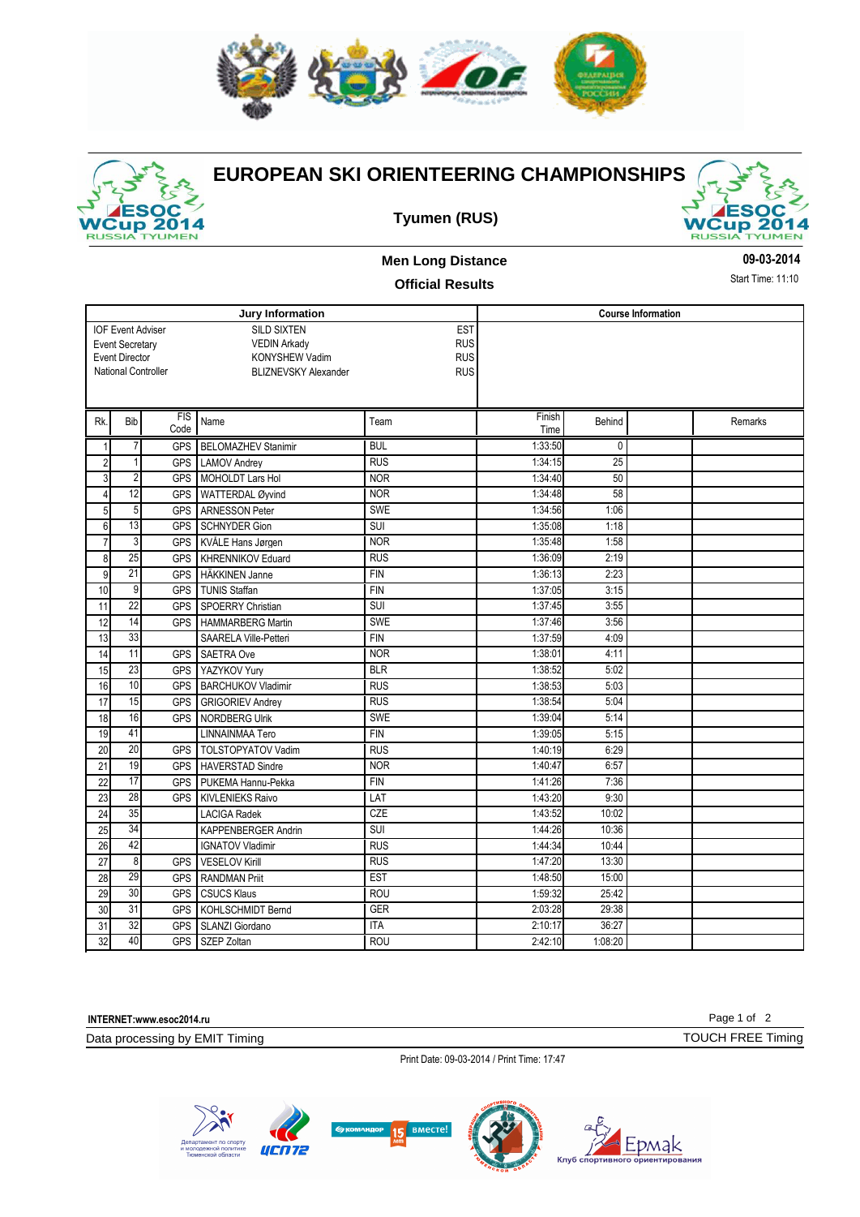# EUROPEAN SKI ORIENTEERING CHAMPIONSHIPS

## Tyumen (RUS)

### Men Long Distance

### Official Results

09-03-2014

Start Time: 11:10

| Jury Information | | |
|---|---|---|
| IOF Event Adviser | SILD SIXTEN | EST |
| Event Secretary | VEDIN Arkady | RUS |
| Event Director | KONYSHEW Vadim | RUS |
| National Controller | BLIZNEVSKY Alexander | RUS |

**Course Information**

| Rk. | Bib | FIS Code | Name | Team | Finish Time | Behind | | Remarks |
|---|---|---|---|---|---|---|---|---|
| 1 | 7 | GPS | BELOMAZHEV Stanimir | BUL | 1:33:50 | 0 | | |
| 2 | 1 | GPS | LAMOV Andrey | RUS | 1:34:15 | 25 | | |
| 3 | 2 | GPS | MOHOLDT Lars Hol | NOR | 1:34:40 | 50 | | |
| 4 | 12 | GPS | WATTERDAL Øyvind | NOR | 1:34:48 | 58 | | |
| 5 | 5 | GPS | ARNESSON Peter | SWE | 1:34:56 | 1:06 | | |
| 6 | 13 | GPS | SCHNYDER Gion | SUI | 1:35:08 | 1:18 | | |
| 7 | 3 | GPS | KVÅLE Hans Jørgen | NOR | 1:35:48 | 1:58 | | |
| 8 | 25 | GPS | KHRENNIKOV Eduard | RUS | 1:36:09 | 2:19 | | |
| 9 | 21 | GPS | HÄKKINEN Janne | FIN | 1:36:13 | 2:23 | | |
| 10 | 9 | GPS | TUNIS Staffan | FIN | 1:37:05 | 3:15 | | |
| 11 | 22 | GPS | SPOERRY Christian | SUI | 1:37:45 | 3:55 | | |
| 12 | 14 | GPS | HAMMARBERG Martin | SWE | 1:37:46 | 3:56 | | |
| 13 | 33 | | SAARELA Ville-Petteri | FIN | 1:37:59 | 4:09 | | |
| 14 | 11 | GPS | SAETRA Ove | NOR | 1:38:01 | 4:11 | | |
| 15 | 23 | GPS | YAZYKOV Yury | BLR | 1:38:52 | 5:02 | | |
| 16 | 10 | GPS | BARCHUKOV Vladimir | RUS | 1:38:53 | 5:03 | | |
| 17 | 15 | GPS | GRIGORIEV Andrey | RUS | 1:38:54 | 5:04 | | |
| 18 | 16 | GPS | NORDBERG Ulrik | SWE | 1:39:04 | 5:14 | | |
| 19 | 41 | | LINNAINMAA Tero | FIN | 1:39:05 | 5:15 | | |
| 20 | 20 | GPS | TOLSTOPYATOV Vadim | RUS | 1:40:19 | 6:29 | | |
| 21 | 19 | GPS | HAVERSTAD Sindre | NOR | 1:40:47 | 6:57 | | |
| 22 | 17 | GPS | PUKEMA Hannu-Pekka | FIN | 1:41:26 | 7:36 | | |
| 23 | 28 | GPS | KIVLENIEKS Raivo | LAT | 1:43:20 | 9:30 | | |
| 24 | 35 | | LACIGA Radek | CZE | 1:43:52 | 10:02 | | |
| 25 | 34 | | KAPPENBERGER Andrin | SUI | 1:44:26 | 10:36 | | |
| 26 | 42 | | IGNATOV Vladimir | RUS | 1:44:34 | 10:44 | | |
| 27 | 8 | GPS | VESELOV Kirill | RUS | 1:47:20 | 13:30 | | |
| 28 | 29 | GPS | RANDMAN Priit | EST | 1:48:50 | 15:00 | | |
| 29 | 30 | GPS | CSUCS Klaus | ROU | 1:59:32 | 25:42 | | |
| 30 | 31 | GPS | KOHLSCHMIDT Bernd | GER | 2:03:28 | 29:38 | | |
| 31 | 32 | GPS | SLANZI Giordano | ITA | 2:10:17 | 36:27 | | |
| 32 | 40 | GPS | SZEP Zoltan | ROU | 2:42:10 | 1:08:20 | | |

INTERNET:www.esoc2014.ru

Data processing by EMIT Timing

TOUCH FREE Timing

Print Date: 09-03-2014 / Print Time: 17:47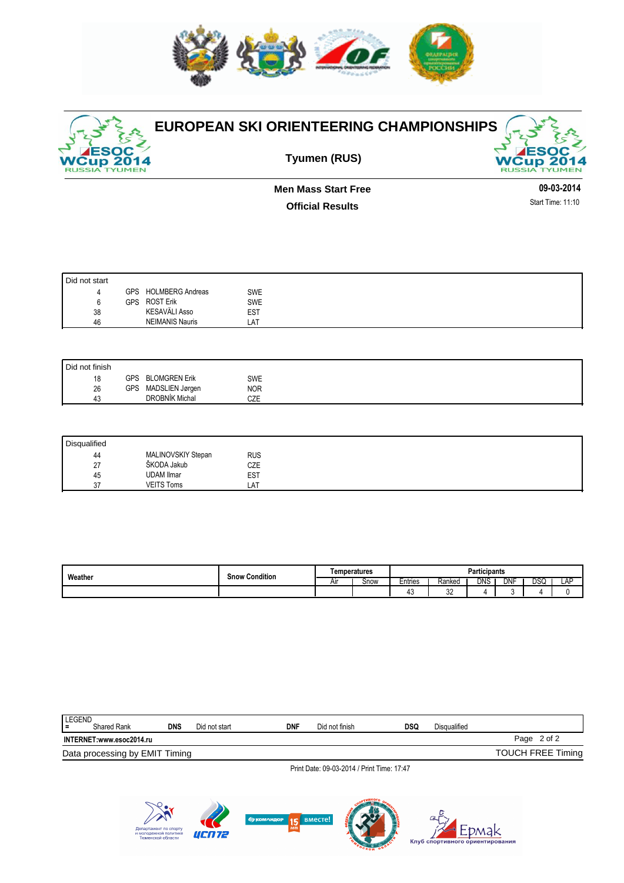# EUROPEAN SKI ORIENTEERING CHAMPIONSHIPS

**Tyumen (RUS)**

**Men Mass Start Free**

**Official Results**

**09-03-2014**

Start Time: 11:10

| Did not start | | | |
|---|---|---|---|
| 4 | GPS | HOLMBERG Andreas | SWE |
| 6 | GPS | ROST Erik | SWE |
| 38 | | KESAVÄLI Asso | EST |
| 46 | | NEIMANIS Nauris | LAT |

| Did not finish | | | |
|---|---|---|---|
| 18 | GPS | BLOMGREN Erik | SWE |
| 26 | GPS | MADSLIEN Jørgen | NOR |
| 43 | | DROBNÍK Michal | CZE |

| Disqualified | | | |
|---|---|---|---|
| 44 | | MALINOVSKIY Stepan | RUS |
| 27 | | ŠKODA Jakub | CZE |
| 45 | | UDAM Ilmar | EST |
| 37 | | VEITS Toms | LAT |

| Weather | Snow Condition | Temperatures | | Participants | | | | | |
|---|---|---|---|---|---|---|---|---|---|
| | | Air | Snow | Entries | Ranked | DNS | DNF | DSQ | LAP |
| | | | | 43 | 32 | 4 | 3 | 4 | 0 |

LEGEND

= Shared Rank | **DNS** Did not start | **DNF** Did not finish | **DSQ** Disqualified

**INTERNET:www.esoc2014.ru**

Data processing by EMIT Timing — TOUCH FREE Timing

Print Date: 09-03-2014 / Print Time: 17:47